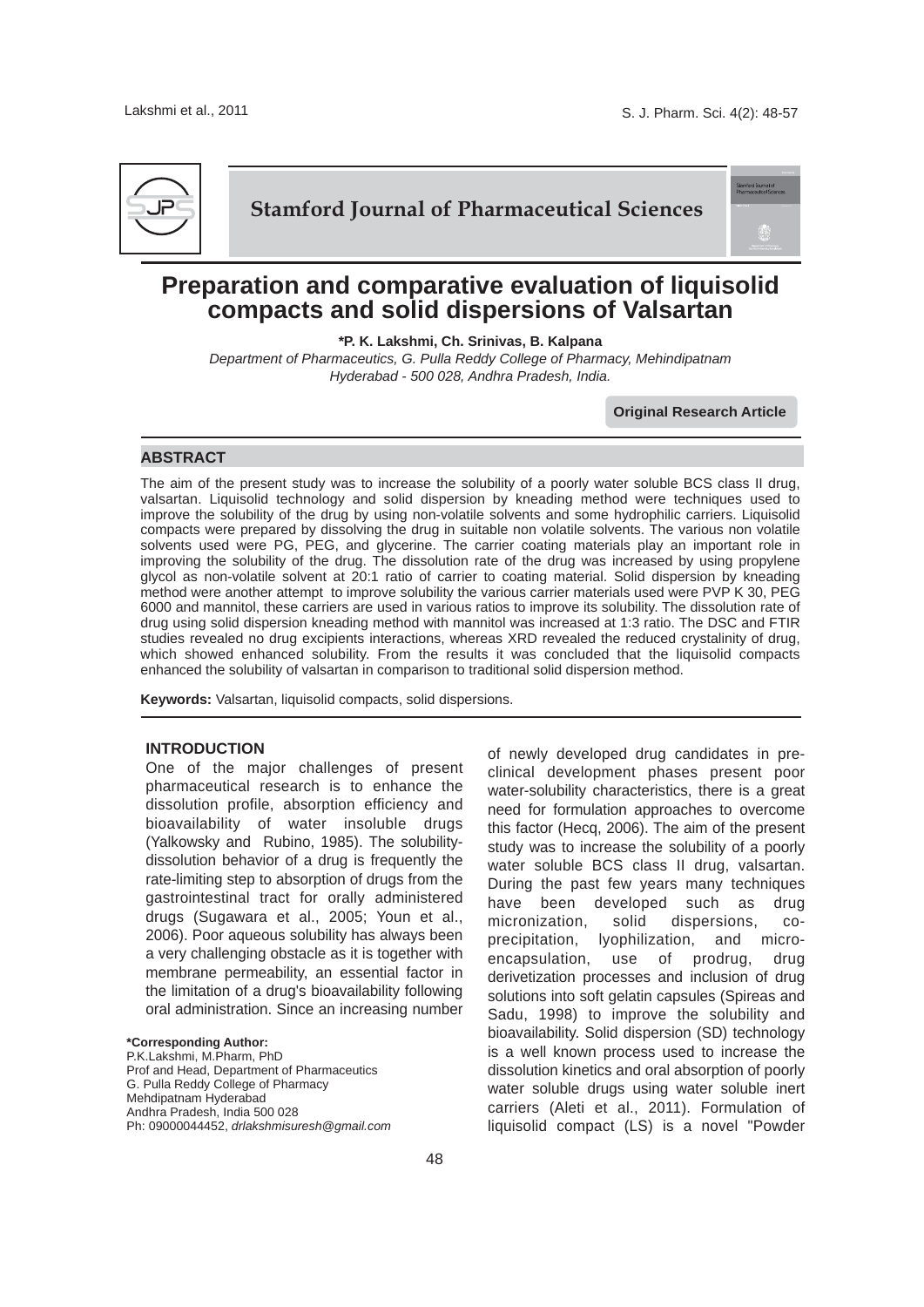Stamford Journal of Pharmaceutical Sciences

# Preparation and comparative evaluation of liquisolid compacts and solid dispersions of Valsartan

**\*P. K. Lakshmi, Ch. Srinivas, B. Kalpana**

*Department of Pharmaceutics, G. Pulla Reddy College of Pharmacy, Mehindipatnam Hyderabad - 500 028, Andhra Pradesh, India.*

**Original Research Article**

## ABSTRACT

The aim of the present study was to increase the solubility of a poorly water soluble BCS class II drug, valsartan. Liquisolid technology and solid dispersion by kneading method were techniques used to improve the solubility of the drug by using non-volatile solvents and some hydrophilic carriers. Liquisolid compacts were prepared by dissolving the drug in suitable non volatile solvents. The various non volatile solvents used were PG, PEG, and glycerine. The carrier coating materials play an important role in improving the solubility of the drug. The dissolution rate of the drug was increased by using propylene glycol as non-volatile solvent at 20:1 ratio of carrier to coating material. Solid dispersion by kneading method were another attempt to improve solubility the various carrier materials used were PVP K 30, PEG 6000 and mannitol, these carriers are used in various ratios to improve its solubility. The dissolution rate of drug using solid dispersion kneading method with mannitol was increased at 1:3 ratio. The DSC and FTIR studies revealed no drug excipients interactions, whereas XRD revealed the reduced crystalinity of drug, which showed enhanced solubility. From the results it was concluded that the liquisolid compacts enhanced the solubility of valsartan in comparison to traditional solid dispersion method.

**Keywords:** Valsartan, liquisolid compacts, solid dispersions.

## INTRODUCTION

One of the major challenges of present pharmaceutical research is to enhance the dissolution profile, absorption efficiency and bioavailability of water insoluble drugs (Yalkowsky and Rubino, 1985). The solubility-dissolution behavior of a drug is frequently the rate-limiting step to absorption of drugs from the gastrointestinal tract for orally administered drugs (Sugawara et al., 2005; Youn et al., 2006). Poor aqueous solubility has always been a very challenging obstacle as it is together with membrane permeability, an essential factor in the limitation of a drug's bioavailability following oral administration. Since an increasing number of newly developed drug candidates in pre-clinical development phases present poor water-solubility characteristics, there is a great need for formulation approaches to overcome this factor (Hecq, 2006). The aim of the present study was to increase the solubility of a poorly water soluble BCS class II drug, valsartan. During the past few years many techniques have been developed such as drug micronization, solid dispersions, co-precipitation, lyophilization, and micro-encapsulation, use of prodrug, drug derivetization processes and inclusion of drug solutions into soft gelatin capsules (Spireas and Sadu, 1998) to improve the solubility and bioavailability. Solid dispersion (SD) technology is a well known process used to increase the dissolution kinetics and oral absorption of poorly water soluble drugs using water soluble inert carriers (Aleti et al., 2011). Formulation of liquisolid compact (LS) is a novel "Powder

**\*Corresponding Author:**
P.K.Lakshmi, M.Pharm, PhD
Prof and Head, Department of Pharmaceutics
G. Pulla Reddy College of Pharmacy
Mehdipatnam Hyderabad
Andhra Pradesh, India 500 028
Ph: 09000044452, *drlakshmisuresh@gmail.com*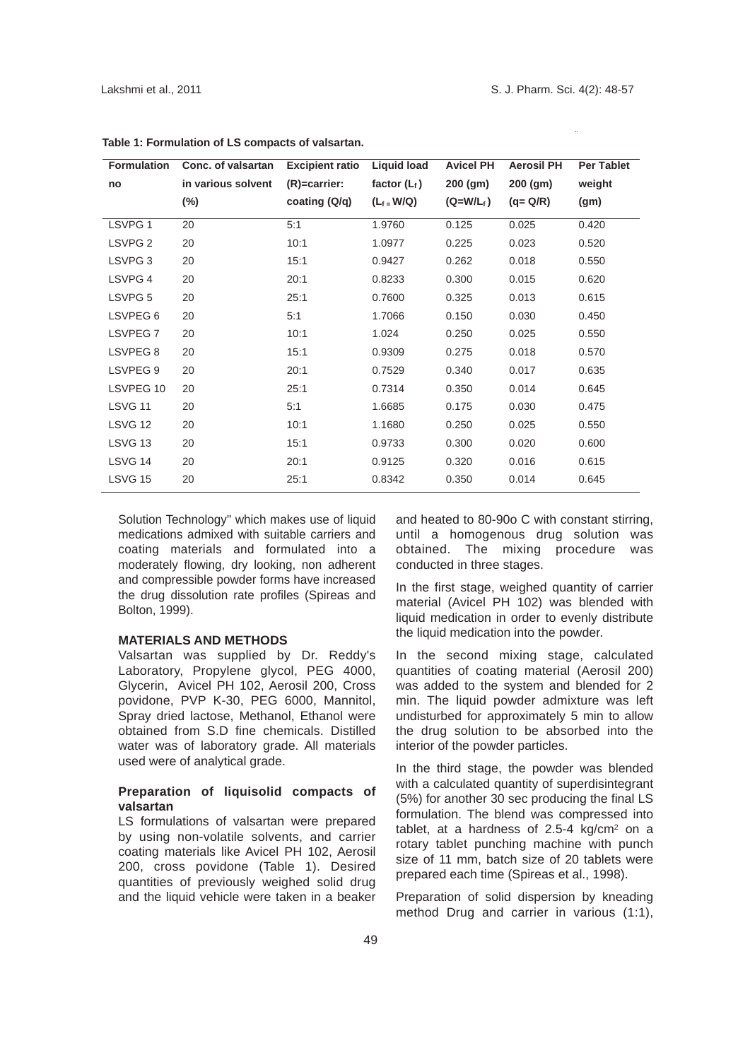**Table 1: Formulation of LS compacts of valsartan.**

| Formulation no | Conc. of valsartan in various solvent (%) | Excipient ratio (R)=carrier: coating (Q/q) | Liquid load factor ($L_f$) ($L_f = W/Q$) | Avicel PH 200 (gm) ($Q=W/L_f$) | Aerosil PH 200 (gm) (q= Q/R) | Per Tablet weight (gm) |
|---|---|---|---|---|---|---|
| LSVPG 1 | 20 | 5:1 | 1.9760 | 0.125 | 0.025 | 0.420 |
| LSVPG 2 | 20 | 10:1 | 1.0977 | 0.225 | 0.023 | 0.520 |
| LSVPG 3 | 20 | 15:1 | 0.9427 | 0.262 | 0.018 | 0.550 |
| LSVPG 4 | 20 | 20:1 | 0.8233 | 0.300 | 0.015 | 0.620 |
| LSVPG 5 | 20 | 25:1 | 0.7600 | 0.325 | 0.013 | 0.615 |
| LSVPEG 6 | 20 | 5:1 | 1.7066 | 0.150 | 0.030 | 0.450 |
| LSVPEG 7 | 20 | 10:1 | 1.024 | 0.250 | 0.025 | 0.550 |
| LSVPEG 8 | 20 | 15:1 | 0.9309 | 0.275 | 0.018 | 0.570 |
| LSVPEG 9 | 20 | 20:1 | 0.7529 | 0.340 | 0.017 | 0.635 |
| LSVPEG 10 | 20 | 25:1 | 0.7314 | 0.350 | 0.014 | 0.645 |
| LSVG 11 | 20 | 5:1 | 1.6685 | 0.175 | 0.030 | 0.475 |
| LSVG 12 | 20 | 10:1 | 1.1680 | 0.250 | 0.025 | 0.550 |
| LSVG 13 | 20 | 15:1 | 0.9733 | 0.300 | 0.020 | 0.600 |
| LSVG 14 | 20 | 20:1 | 0.9125 | 0.320 | 0.016 | 0.615 |
| LSVG 15 | 20 | 25:1 | 0.8342 | 0.350 | 0.014 | 0.645 |

Solution Technology" which makes use of liquid medications admixed with suitable carriers and coating materials and formulated into a moderately flowing, dry looking, non adherent and compressible powder forms have increased the drug dissolution rate profiles (Spireas and Bolton, 1999).

## MATERIALS AND METHODS

Valsartan was supplied by Dr. Reddy's Laboratory, Propylene glycol, PEG 4000, Glycerin, Avicel PH 102, Aerosil 200, Cross povidone, PVP K-30, PEG 6000, Mannitol, Spray dried lactose, Methanol, Ethanol were obtained from S.D fine chemicals. Distilled water was of laboratory grade. All materials used were of analytical grade.

### Preparation of liquisolid compacts of valsartan

LS formulations of valsartan were prepared by using non-volatile solvents, and carrier coating materials like Avicel PH 102, Aerosil 200, cross povidone (Table 1). Desired quantities of previously weighed solid drug and the liquid vehicle were taken in a beaker and heated to 80-90o C with constant stirring, until a homogenous drug solution was obtained. The mixing procedure was conducted in three stages.

In the first stage, weighed quantity of carrier material (Avicel PH 102) was blended with liquid medication in order to evenly distribute the liquid medication into the powder.

In the second mixing stage, calculated quantities of coating material (Aerosil 200) was added to the system and blended for 2 min. The liquid powder admixture was left undisturbed for approximately 5 min to allow the drug solution to be absorbed into the interior of the powder particles.

In the third stage, the powder was blended with a calculated quantity of superdisintegrant (5%) for another 30 sec producing the final LS formulation. The blend was compressed into tablet, at a hardness of 2.5-4 kg/cm$^2$ on a rotary tablet punching machine with punch size of 11 mm, batch size of 20 tablets were prepared each time (Spireas et al., 1998).

Preparation of solid dispersion by kneading method Drug and carrier in various (1:1),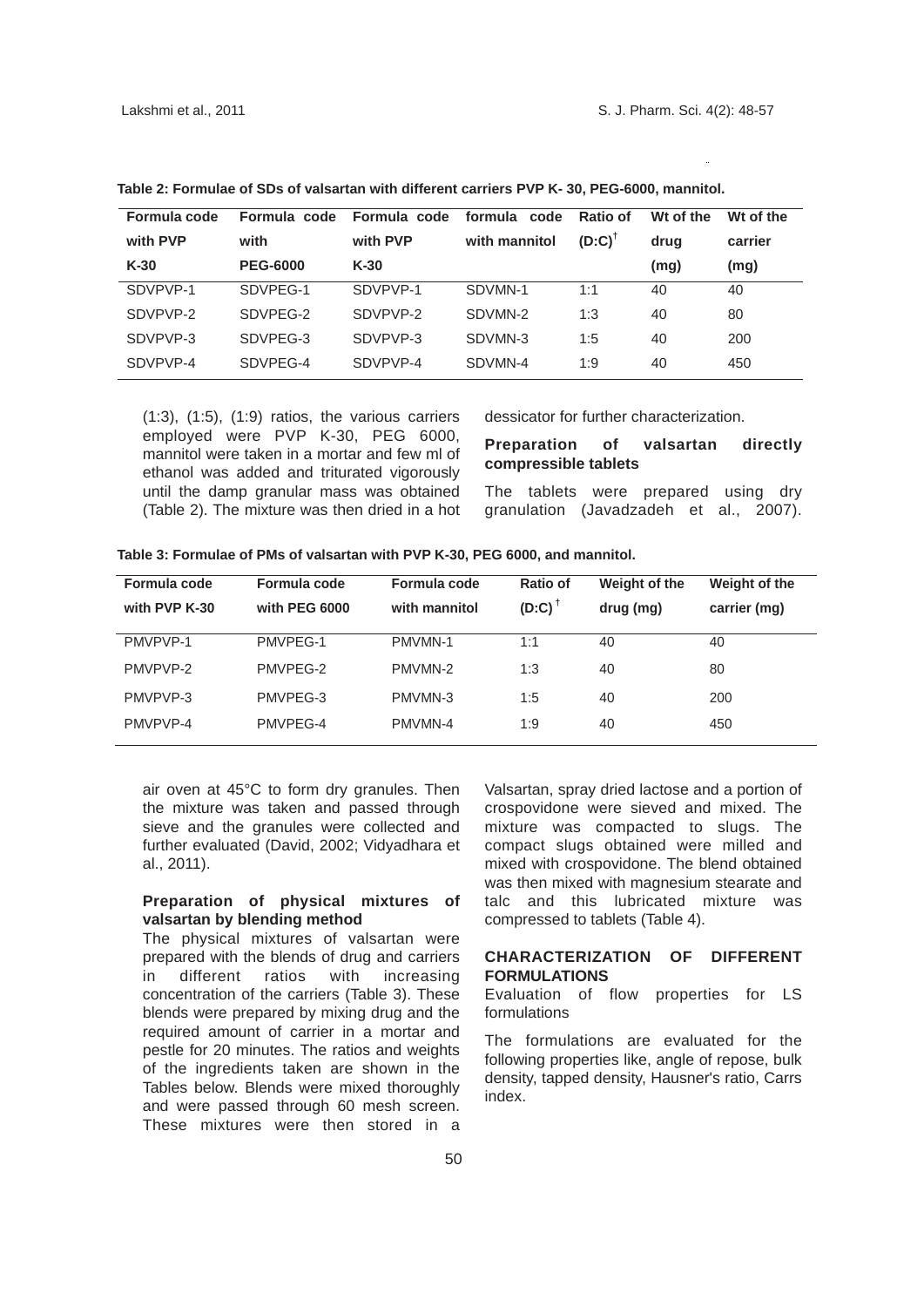**Table 2: Formulae of SDs of valsartan with different carriers PVP K- 30, PEG-6000, mannitol.**

| Formula code with PVP K-30 | Formula code with PEG-6000 | Formula code with PVP K-30 | formula code with mannitol | Ratio of $(D:C)^{\dagger}$ | Wt of the drug (mg) | Wt of the carrier (mg) |
|---|---|---|---|---|---|---|
| SDVPVP-1 | SDVPEG-1 | SDVPVP-1 | SDVMN-1 | 1:1 | 40 | 40 |
| SDVPVP-2 | SDVPEG-2 | SDVPVP-2 | SDVMN-2 | 1:3 | 40 | 80 |
| SDVPVP-3 | SDVPEG-3 | SDVPVP-3 | SDVMN-3 | 1:5 | 40 | 200 |
| SDVPVP-4 | SDVPEG-4 | SDVPVP-4 | SDVMN-4 | 1:9 | 40 | 450 |

(1:3), (1:5), (1:9) ratios, the various carriers employed were PVP K-30, PEG 6000, mannitol were taken in a mortar and few ml of ethanol was added and triturated vigorously until the damp granular mass was obtained (Table 2). The mixture was then dried in a hot air oven at 45°C to form dry granules. Then the mixture was taken and passed through sieve and the granules were collected and further evaluated (David, 2002; Vidyadhara et al., 2011).

**Table 3: Formulae of PMs of valsartan with PVP K-30, PEG 6000, and mannitol.**

| Formula code with PVP K-30 | Formula code with PEG 6000 | Formula code with mannitol | Ratio of $(D:C)^{\dagger}$ | Weight of the drug (mg) | Weight of the carrier (mg) |
|---|---|---|---|---|---|
| PMVPVP-1 | PMVPEG-1 | PMVMN-1 | 1:1 | 40 | 40 |
| PMVPVP-2 | PMVPEG-2 | PMVMN-2 | 1:3 | 40 | 80 |
| PMVPVP-3 | PMVPEG-3 | PMVMN-3 | 1:5 | 40 | 200 |
| PMVPVP-4 | PMVPEG-4 | PMVMN-4 | 1:9 | 40 | 450 |

### Preparation of physical mixtures of valsartan by blending method

The physical mixtures of valsartan were prepared with the blends of drug and carriers in different ratios with increasing concentration of the carriers (Table 3). These blends were prepared by mixing drug and the required amount of carrier in a mortar and pestle for 20 minutes. The ratios and weights of the ingredients taken are shown in the Tables below. Blends were mixed thoroughly and were passed through 60 mesh screen. These mixtures were then stored in a dessicator for further characterization.

### Preparation of valsartan directly compressible tablets

The tablets were prepared using dry granulation (Javadzadeh et al., 2007). Valsartan, spray dried lactose and a portion of crospovidone were sieved and mixed. The mixture was compacted to slugs. The compact slugs obtained were milled and mixed with crospovidone. The blend obtained was then mixed with magnesium stearate and talc and this lubricated mixture was compressed to tablets (Table 4).

## CHARACTERIZATION OF DIFFERENT FORMULATIONS

Evaluation of flow properties for LS formulations

The formulations are evaluated for the following properties like, angle of repose, bulk density, tapped density, Hausner's ratio, Carrs index.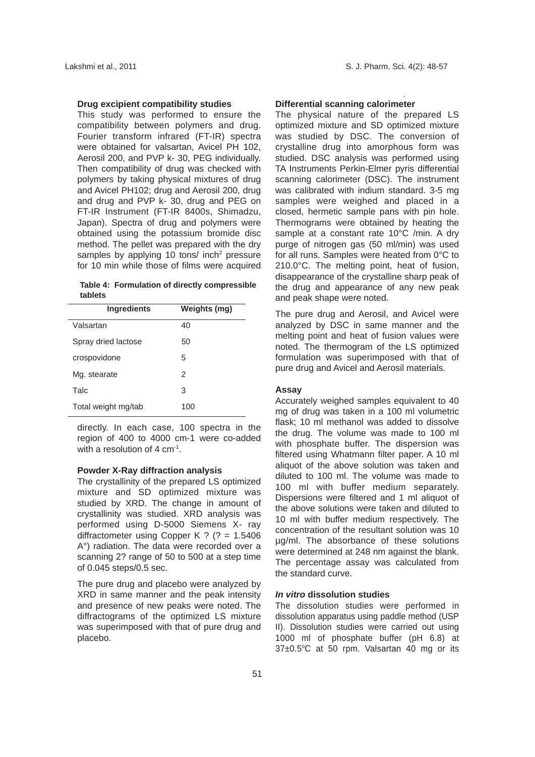### Drug excipient compatibility studies

This study was performed to ensure the compatibility between polymers and drug. Fourier transform infrared (FT-IR) spectra were obtained for valsartan, Avicel PH 102, Aerosil 200, and PVP k- 30, PEG individually. Then compatibility of drug was checked with polymers by taking physical mixtures of drug and Avicel PH102; drug and Aerosil 200, drug and drug and PVP k- 30, drug and PEG on FT-IR Instrument (FT-IR 8400s, Shimadzu, Japan). Spectra of drug and polymers were obtained using the potassium bromide disc method. The pellet was prepared with the dry samples by applying 10 tons/ inch$^2$ pressure for 10 min while those of films were acquired directly. In each case, 100 spectra in the region of 400 to 4000 cm-1 were co-added with a resolution of 4 cm$^{-1}$.

**Table 4: Formulation of directly compressible tablets**

| Ingredients | Weights (mg) |
|---|---|
| Valsartan | 40 |
| Spray dried lactose | 50 |
| crospovidone | 5 |
| Mg. stearate | 2 |
| Talc | 3 |
| Total weight mg/tab | 100 |

### Powder X-Ray diffraction analysis

The crystallinity of the prepared LS optimized mixture and SD optimized mixture was studied by XRD. The change in amount of crystallinity was studied. XRD analysis was performed using D-5000 Siemens X- ray diffractometer using Copper K ? (? = 1.5406 A°) radiation. The data were recorded over a scanning 2? range of 50 to 500 at a step time of 0.045 steps/0.5 sec.

The pure drug and placebo were analyzed by XRD in same manner and the peak intensity and presence of new peaks were noted. The diffractograms of the optimized LS mixture was superimposed with that of pure drug and placebo.

### Differential scanning calorimeter

The physical nature of the prepared LS optimized mixture and SD optimized mixture was studied by DSC. The conversion of crystalline drug into amorphous form was studied. DSC analysis was performed using TA Instruments Perkin-Elmer pyris differential scanning calorimeter (DSC). The instrument was calibrated with indium standard. 3-5 mg samples were weighed and placed in a closed, hermetic sample pans with pin hole. Thermograms were obtained by heating the sample at a constant rate 10°C /min. A dry purge of nitrogen gas (50 ml/min) was used for all runs. Samples were heated from 0°C to 210.0°C. The melting point, heat of fusion, disappearance of the crystalline sharp peak of the drug and appearance of any new peak and peak shape were noted.

The pure drug and Aerosil, and Avicel were analyzed by DSC in same manner and the melting point and heat of fusion values were noted. The thermogram of the LS optimized formulation was superimposed with that of pure drug and Avicel and Aerosil materials.

### Assay

Accurately weighed samples equivalent to 40 mg of drug was taken in a 100 ml volumetric flask; 10 ml methanol was added to dissolve the drug. The volume was made to 100 ml with phosphate buffer. The dispersion was filtered using Whatmann filter paper. A 10 ml aliquot of the above solution was taken and diluted to 100 ml. The volume was made to 100 ml with buffer medium separately. Dispersions were filtered and 1 ml aliquot of the above solutions were taken and diluted to 10 ml with buffer medium respectively. The concentration of the resultant solution was 10 µg/ml. The absorbance of these solutions were determined at 248 nm against the blank. The percentage assay was calculated from the standard curve.

### *In vitro* dissolution studies

The dissolution studies were performed in dissolution apparatus using paddle method (USP II). Dissolution studies were carried out using 1000 ml of phosphate buffer (pH 6.8) at 37±0.5°C at 50 rpm. Valsartan 40 mg or its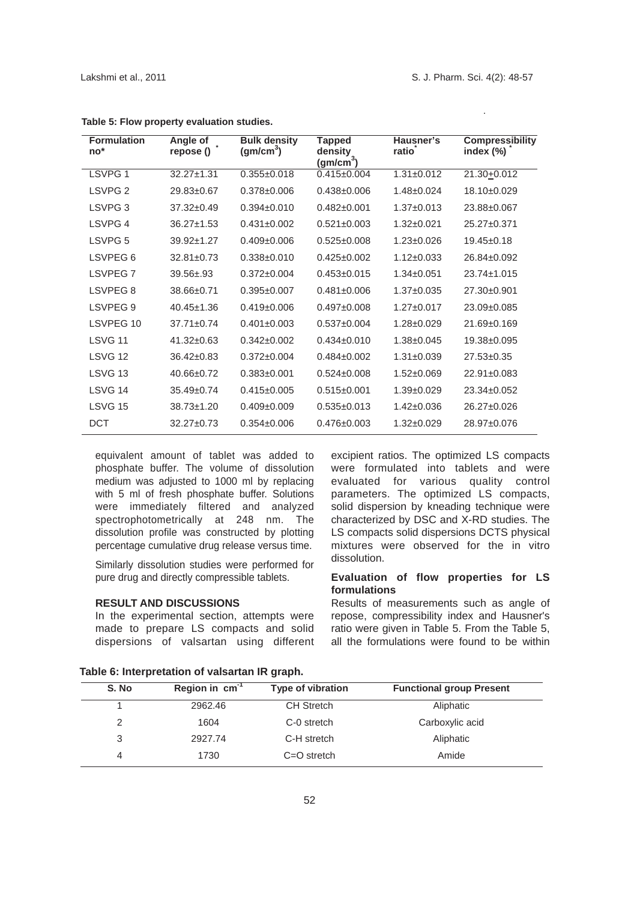**Table 5: Flow property evaluation studies.**

| Formulation no* | Angle of repose () * | Bulk density ($gm/cm^3$) | Tapped density ($gm/cm^3$) | Hausner's ratio* | Compressibility index (%) * |
|---|---|---|---|---|---|
| LSVPG 1 | 32.27±1.31 | 0.355±0.018 | 0.415±0.004 | 1.31±0.012 | 21.30±0.012 |
| LSVPG 2 | 29.83±0.67 | 0.378±0.006 | 0.438±0.006 | 1.48±0.024 | 18.10±0.029 |
| LSVPG 3 | 37.32±0.49 | 0.394±0.010 | 0.482±0.001 | 1.37±0.013 | 23.88±0.067 |
| LSVPG 4 | 36.27±1.53 | 0.431±0.002 | 0.521±0.003 | 1.32±0.021 | 25.27±0.371 |
| LSVPG 5 | 39.92±1.27 | 0.409±0.006 | 0.525±0.008 | 1.23±0.026 | 19.45±0.18 |
| LSVPEG 6 | 32.81±0.73 | 0.338±0.010 | 0.425±0.002 | 1.12±0.033 | 26.84±0.092 |
| LSVPEG 7 | 39.56±.93 | 0.372±0.004 | 0.453±0.015 | 1.34±0.051 | 23.74±1.015 |
| LSVPEG 8 | 38.66±0.71 | 0.395±0.007 | 0.481±0.006 | 1.37±0.035 | 27.30±0.901 |
| LSVPEG 9 | 40.45±1.36 | 0.419±0.006 | 0.497±0.008 | 1.27±0.017 | 23.09±0.085 |
| LSVPEG 10 | 37.71±0.74 | 0.401±0.003 | 0.537±0.004 | 1.28±0.029 | 21.69±0.169 |
| LSVG 11 | 41.32±0.63 | 0.342±0.002 | 0.434±0.010 | 1.38±0.045 | 19.38±0.095 |
| LSVG 12 | 36.42±0.83 | 0.372±0.004 | 0.484±0.002 | 1.31±0.039 | 27.53±0.35 |
| LSVG 13 | 40.66±0.72 | 0.383±0.001 | 0.524±0.008 | 1.52±0.069 | 22.91±0.083 |
| LSVG 14 | 35.49±0.74 | 0.415±0.005 | 0.515±0.001 | 1.39±0.029 | 23.34±0.052 |
| LSVG 15 | 38.73±1.20 | 0.409±0.009 | 0.535±0.013 | 1.42±0.036 | 26.27±0.026 |
| DCT | 32.27±0.73 | 0.354±0.006 | 0.476±0.003 | 1.32±0.029 | 28.97±0.076 |

equivalent amount of tablet was added to phosphate buffer. The volume of dissolution medium was adjusted to 1000 ml by replacing with 5 ml of fresh phosphate buffer. Solutions were immediately filtered and analyzed spectrophotometrically at 248 nm. The dissolution profile was constructed by plotting percentage cumulative drug release versus time.

Similarly dissolution studies were performed for pure drug and directly compressible tablets.

### RESULT AND DISCUSSIONS

In the experimental section, attempts were made to prepare LS compacts and solid dispersions of valsartan using different excipient ratios. The optimized LS compacts were formulated into tablets and were evaluated for various quality control parameters. The optimized LS compacts, solid dispersion by kneading technique were characterized by DSC and X-RD studies. The LS compacts solid dispersions DCTS physical mixtures were observed for the in vitro dissolution.

### Evaluation of flow properties for LS formulations

Results of measurements such as angle of repose, compressibility index and Hausner's ratio were given in Table 5. From the Table 5, all the formulations were found to be within

**Table 6: Interpretation of valsartan IR graph.**

| S. No | Region in $cm^{-1}$ | Type of vibration | Functional group Present |
|---|---|---|---|
| 1 | 2962.46 | CH Stretch | Aliphatic |
| 2 | 1604 | C-0 stretch | Carboxylic acid |
| 3 | 2927.74 | C-H stretch | Aliphatic |
| 4 | 1730 | C=O stretch | Amide |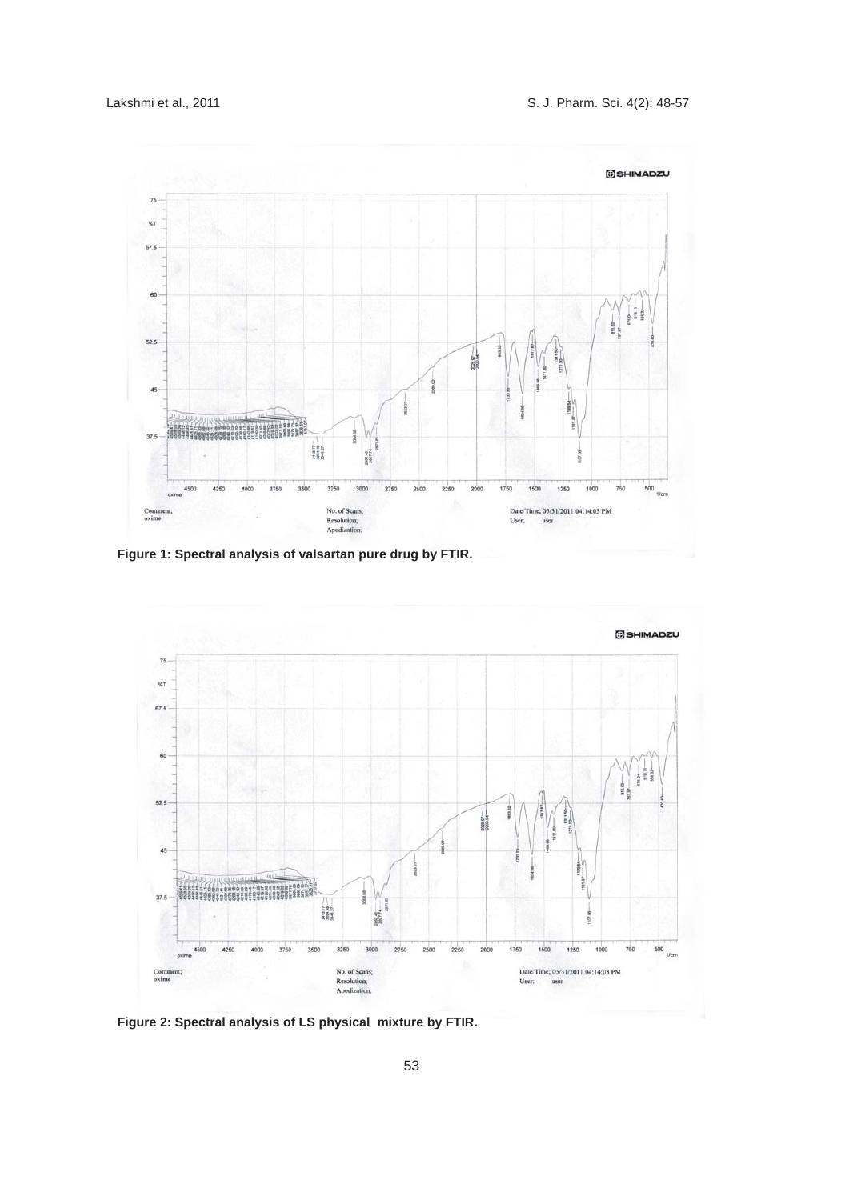Figure 1: Spectral analysis of valsartan pure drug by FTIR.

Figure 2: Spectral analysis of LS physical mixture by FTIR.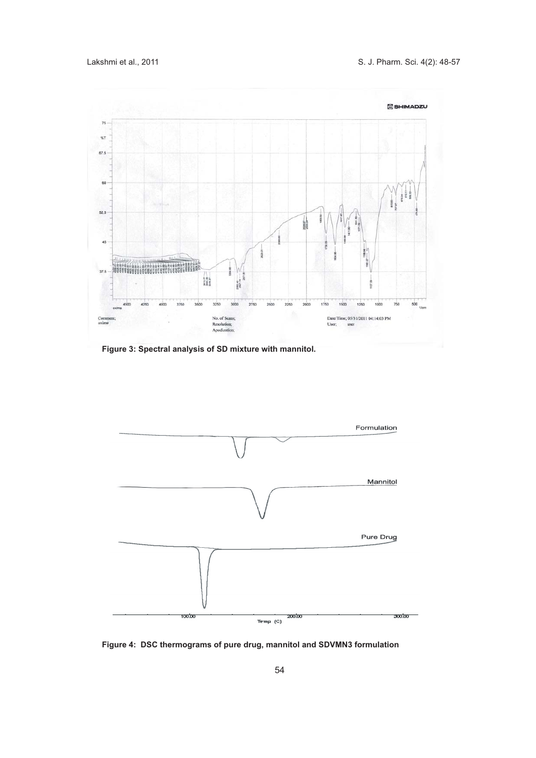Figure 3: Spectral analysis of SD mixture with mannitol.

Figure 4: DSC thermograms of pure drug, mannitol and SDVMN3 formulation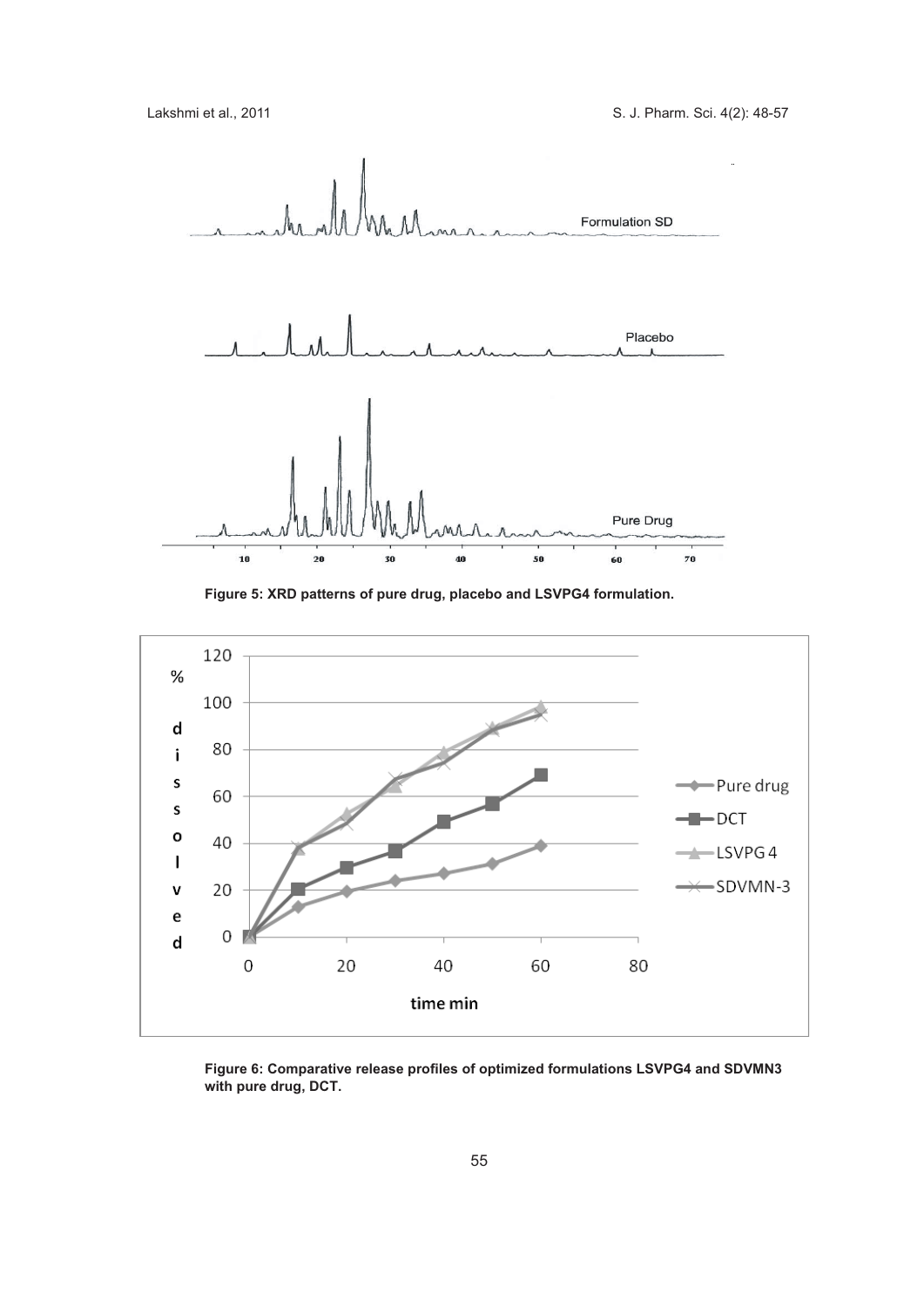Figure 5: XRD patterns of pure drug, placebo and LSVPG4 formulation.

Figure 6: Comparative release profiles of optimized formulations LSVPG4 and SDVMN3 with pure drug, DCT.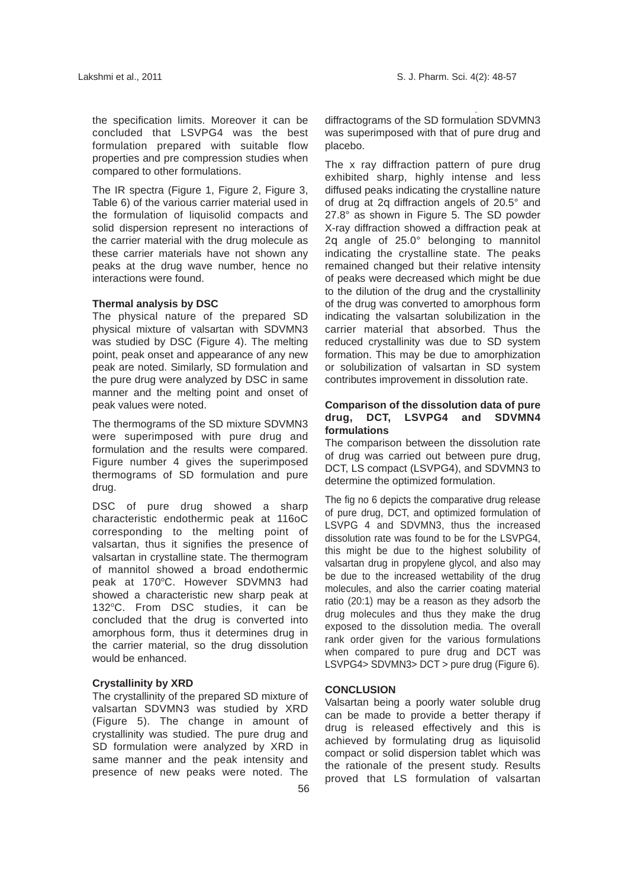the specification limits. Moreover it can be concluded that LSVPG4 was the best formulation prepared with suitable flow properties and pre compression studies when compared to other formulations.

The IR spectra (Figure 1, Figure 2, Figure 3, Table 6) of the various carrier material used in the formulation of liquisolid compacts and solid dispersion represent no interactions of the carrier material with the drug molecule as these carrier materials have not shown any peaks at the drug wave number, hence no interactions were found.

**Thermal analysis by DSC**

The physical nature of the prepared SD physical mixture of valsartan with SDVMN3 was studied by DSC (Figure 4). The melting point, peak onset and appearance of any new peak are noted. Similarly, SD formulation and the pure drug were analyzed by DSC in same manner and the melting point and onset of peak values were noted.

The thermograms of the SD mixture SDVMN3 were superimposed with pure drug and formulation and the results were compared. Figure number 4 gives the superimposed thermograms of SD formulation and pure drug.

DSC of pure drug showed a sharp characteristic endothermic peak at 116oC corresponding to the melting point of valsartan, thus it signifies the presence of valsartan in crystalline state. The thermogram of mannitol showed a broad endothermic peak at 170°C. However SDVMN3 had showed a characteristic new sharp peak at 132°C. From DSC studies, it can be concluded that the drug is converted into amorphous form, thus it determines drug in the carrier material, so the drug dissolution would be enhanced.

**Crystallinity by XRD**

The crystallinity of the prepared SD mixture of valsartan SDVMN3 was studied by XRD (Figure 5). The change in amount of crystallinity was studied. The pure drug and SD formulation were analyzed by XRD in same manner and the peak intensity and presence of new peaks were noted. The diffractograms of the SD formulation SDVMN3 was superimposed with that of pure drug and placebo.

The x ray diffraction pattern of pure drug exhibited sharp, highly intense and less diffused peaks indicating the crystalline nature of drug at 2q diffraction angels of 20.5° and 27.8° as shown in Figure 5. The SD powder X-ray diffraction showed a diffraction peak at 2q angle of 25.0° belonging to mannitol indicating the crystalline state. The peaks remained changed but their relative intensity of peaks were decreased which might be due to the dilution of the drug and the crystallinity of the drug was converted to amorphous form indicating the valsartan solubilization in the carrier material that absorbed. Thus the reduced crystallinity was due to SD system formation. This may be due to amorphization or solubilization of valsartan in SD system contributes improvement in dissolution rate.

**Comparison of the dissolution data of pure drug, DCT, LSVPG4 and SDVMN4 formulations**

The comparison between the dissolution rate of drug was carried out between pure drug, DCT, LS compact (LSVPG4), and SDVMN3 to determine the optimized formulation.

The fig no 6 depicts the comparative drug release of pure drug, DCT, and optimized formulation of LSVPG 4 and SDVMN3, thus the increased dissolution rate was found to be for the LSVPG4, this might be due to the highest solubility of valsartan drug in propylene glycol, and also may be due to the increased wettability of the drug molecules, and also the carrier coating material ratio (20:1) may be a reason as they adsorb the drug molecules and thus they make the drug exposed to the dissolution media. The overall rank order given for the various formulations when compared to pure drug and DCT was LSVPG4> SDVMN3> DCT > pure drug (Figure 6).

**CONCLUSION**

Valsartan being a poorly water soluble drug can be made to provide a better therapy if drug is released effectively and this is achieved by formulating drug as liquisolid compact or solid dispersion tablet which was the rationale of the present study. Results proved that LS formulation of valsartan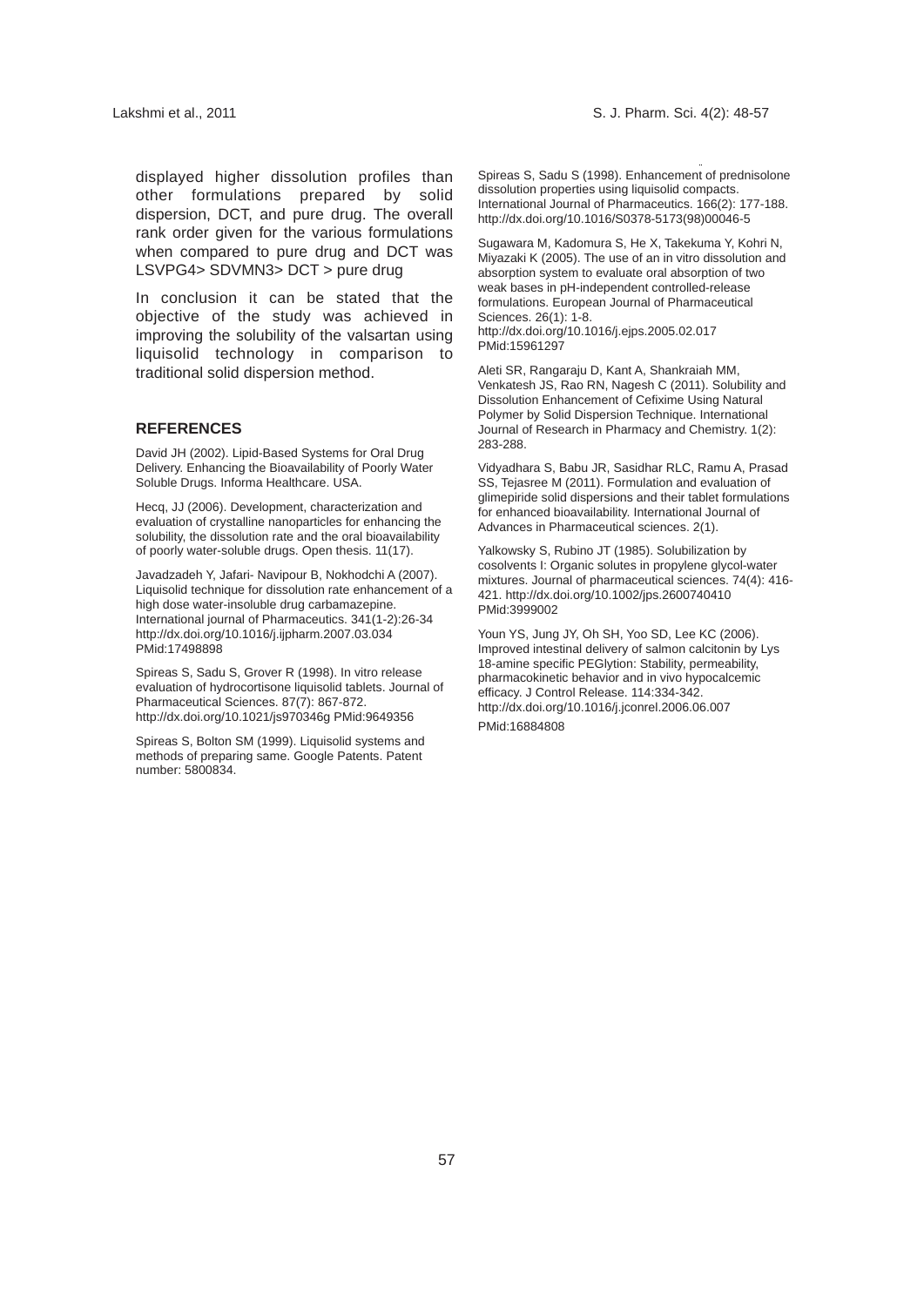displayed higher dissolution profiles than other formulations prepared by solid dispersion, DCT, and pure drug. The overall rank order given for the various formulations when compared to pure drug and DCT was LSVPG4> SDVMN3> DCT > pure drug

In conclusion it can be stated that the objective of the study was achieved in improving the solubility of the valsartan using liquisolid technology in comparison to traditional solid dispersion method.

## REFERENCES

David JH (2002). Lipid-Based Systems for Oral Drug Delivery. Enhancing the Bioavailability of Poorly Water Soluble Drugs. Informa Healthcare. USA.

Hecq, JJ (2006). Development, characterization and evaluation of crystalline nanoparticles for enhancing the solubility, the dissolution rate and the oral bioavailability of poorly water-soluble drugs. Open thesis. 11(17).

Javadzadeh Y, Jafari- Navipour B, Nokhodchi A (2007). Liquisolid technique for dissolution rate enhancement of a high dose water-insoluble drug carbamazepine. International journal of Pharmaceutics. 341(1-2):26-34 http://dx.doi.org/10.1016/j.ijpharm.2007.03.034 PMid:17498898

Spireas S, Sadu S, Grover R (1998). In vitro release evaluation of hydrocortisone liquisolid tablets. Journal of Pharmaceutical Sciences. 87(7): 867-872. http://dx.doi.org/10.1021/js970346g PMid:9649356

Spireas S, Bolton SM (1999). Liquisolid systems and methods of preparing same. Google Patents. Patent number: 5800834.

Spireas S, Sadu S (1998). Enhancement of prednisolone dissolution properties using liquisolid compacts. International Journal of Pharmaceutics. 166(2): 177-188. http://dx.doi.org/10.1016/S0378-5173(98)00046-5

Sugawara M, Kadomura S, He X, Takekuma Y, Kohri N, Miyazaki K (2005). The use of an in vitro dissolution and absorption system to evaluate oral absorption of two weak bases in pH-independent controlled-release formulations. European Journal of Pharmaceutical Sciences. 26(1): 1-8. http://dx.doi.org/10.1016/j.ejps.2005.02.017 PMid:15961297

Aleti SR, Rangaraju D, Kant A, Shankraiah MM, Venkatesh JS, Rao RN, Nagesh C (2011). Solubility and Dissolution Enhancement of Cefixime Using Natural Polymer by Solid Dispersion Technique. International Journal of Research in Pharmacy and Chemistry. 1(2): 283-288.

Vidyadhara S, Babu JR, Sasidhar RLC, Ramu A, Prasad SS, Tejasree M (2011). Formulation and evaluation of glimepiride solid dispersions and their tablet formulations for enhanced bioavailability. International Journal of Advances in Pharmaceutical sciences. 2(1).

Yalkowsky S, Rubino JT (1985). Solubilization by cosolvents I: Organic solutes in propylene glycol-water mixtures. Journal of pharmaceutical sciences. 74(4): 416-421. http://dx.doi.org/10.1002/jps.2600740410 PMid:3999002

Youn YS, Jung JY, Oh SH, Yoo SD, Lee KC (2006). Improved intestinal delivery of salmon calcitonin by Lys 18-amine specific PEGlytion: Stability, permeability, pharmacokinetic behavior and in vivo hypocalcemic efficacy. J Control Release. 114:334-342. http://dx.doi.org/10.1016/j.jconrel.2006.06.007 PMid:16884808